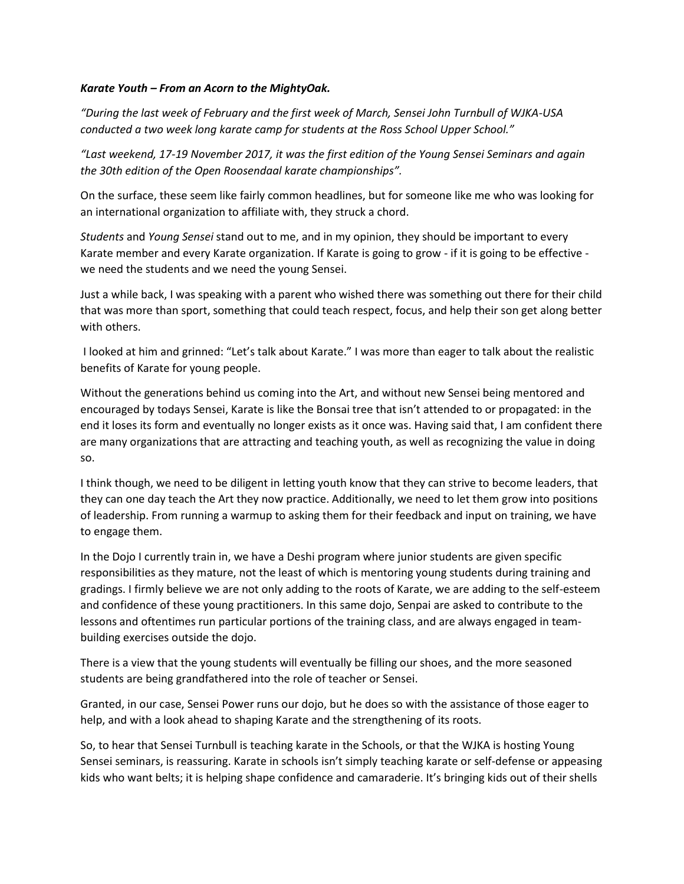***Karate Youth – From an Acorn to the MightyOak.***

*"During the last week of February and the first week of March, Sensei John Turnbull of WJKA-USA conducted a two week long karate camp for students at the Ross School Upper School."*

*"Last weekend, 17-19 November 2017, it was the first edition of the Young Sensei Seminars and again the 30th edition of the Open Roosendaal karate championships"*.

On the surface, these seem like fairly common headlines, but for someone like me who was looking for an international organization to affiliate with, they struck a chord.

*Students* and *Young Sensei* stand out to me, and in my opinion, they should be important to every Karate member and every Karate organization. If Karate is going to grow - if it is going to be effective - we need the students and we need the young Sensei.

Just a while back, I was speaking with a parent who wished there was something out there for their child that was more than sport, something that could teach respect, focus, and help their son get along better with others.

I looked at him and grinned: "Let's talk about Karate." I was more than eager to talk about the realistic benefits of Karate for young people.

Without the generations behind us coming into the Art, and without new Sensei being mentored and encouraged by todays Sensei, Karate is like the Bonsai tree that isn't attended to or propagated: in the end it loses its form and eventually no longer exists as it once was. Having said that, I am confident there are many organizations that are attracting and teaching youth, as well as recognizing the value in doing so.

I think though, we need to be diligent in letting youth know that they can strive to become leaders, that they can one day teach the Art they now practice. Additionally, we need to let them grow into positions of leadership. From running a warmup to asking them for their feedback and input on training, we have to engage them.

In the Dojo I currently train in, we have a Deshi program where junior students are given specific responsibilities as they mature, not the least of which is mentoring young students during training and gradings. I firmly believe we are not only adding to the roots of Karate, we are adding to the self-esteem and confidence of these young practitioners. In this same dojo, Senpai are asked to contribute to the lessons and oftentimes run particular portions of the training class, and are always engaged in team-building exercises outside the dojo.

There is a view that the young students will eventually be filling our shoes, and the more seasoned students are being grandfathered into the role of teacher or Sensei.

Granted, in our case, Sensei Power runs our dojo, but he does so with the assistance of those eager to help, and with a look ahead to shaping Karate and the strengthening of its roots.

So, to hear that Sensei Turnbull is teaching karate in the Schools, or that the WJKA is hosting Young Sensei seminars, is reassuring. Karate in schools isn't simply teaching karate or self-defense or appeasing kids who want belts; it is helping shape confidence and camaraderie. It's bringing kids out of their shells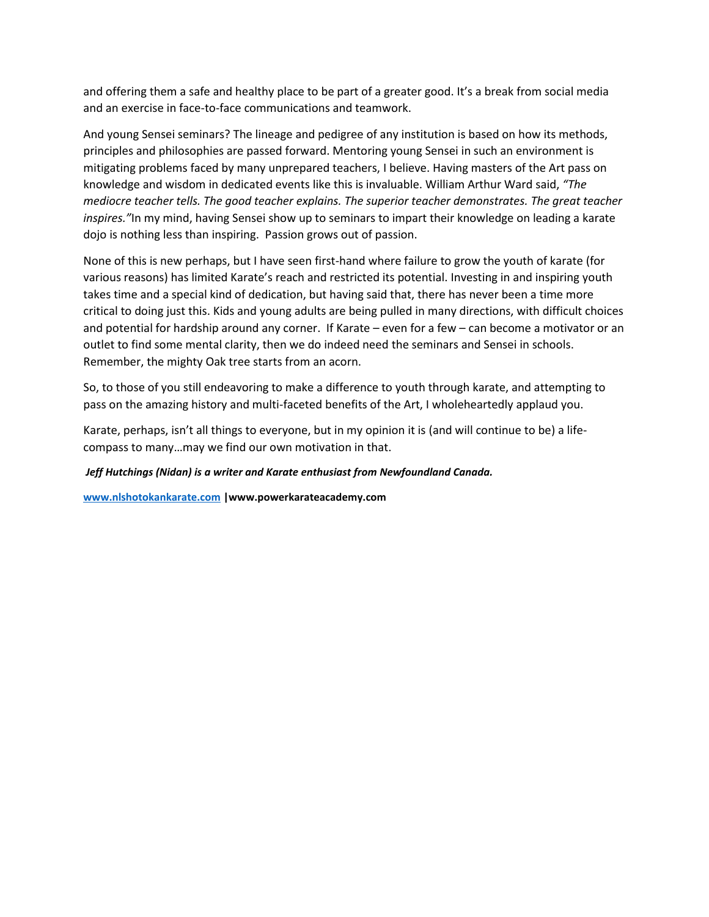and offering them a safe and healthy place to be part of a greater good. It's a break from social media and an exercise in face-to-face communications and teamwork.

And young Sensei seminars? The lineage and pedigree of any institution is based on how its methods, principles and philosophies are passed forward. Mentoring young Sensei in such an environment is mitigating problems faced by many unprepared teachers, I believe. Having masters of the Art pass on knowledge and wisdom in dedicated events like this is invaluable. William Arthur Ward said, *"The mediocre teacher tells. The good teacher explains. The superior teacher demonstrates. The great teacher inspires."* In my mind, having Sensei show up to seminars to impart their knowledge on leading a karate dojo is nothing less than inspiring. Passion grows out of passion.

None of this is new perhaps, but I have seen first-hand where failure to grow the youth of karate (for various reasons) has limited Karate's reach and restricted its potential. Investing in and inspiring youth takes time and a special kind of dedication, but having said that, there has never been a time more critical to doing just this. Kids and young adults are being pulled in many directions, with difficult choices and potential for hardship around any corner. If Karate – even for a few – can become a motivator or an outlet to find some mental clarity, then we do indeed need the seminars and Sensei in schools. Remember, the mighty Oak tree starts from an acorn.

So, to those of you still endeavoring to make a difference to youth through karate, and attempting to pass on the amazing history and multi-faceted benefits of the Art, I wholeheartedly applaud you.

Karate, perhaps, isn't all things to everyone, but in my opinion it is (and will continue to be) a life-compass to many…may we find our own motivation in that.

***Jeff Hutchings (Nidan) is a writer and Karate enthusiast from Newfoundland Canada.***

**[www.nlshotokankarate.com](http://www.nlshotokankarate.com) |www.powerkarateacademy.com**